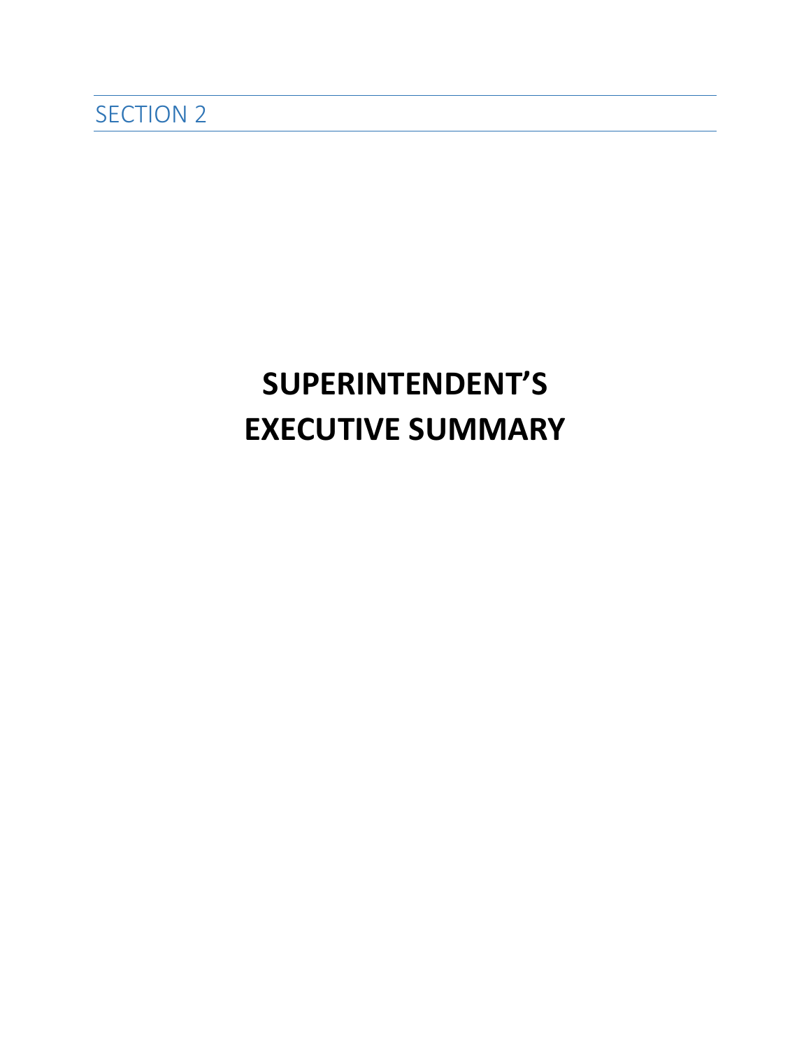SECTION 2

# SUPERINTENDENT'S EXECUTIVE SUMMARY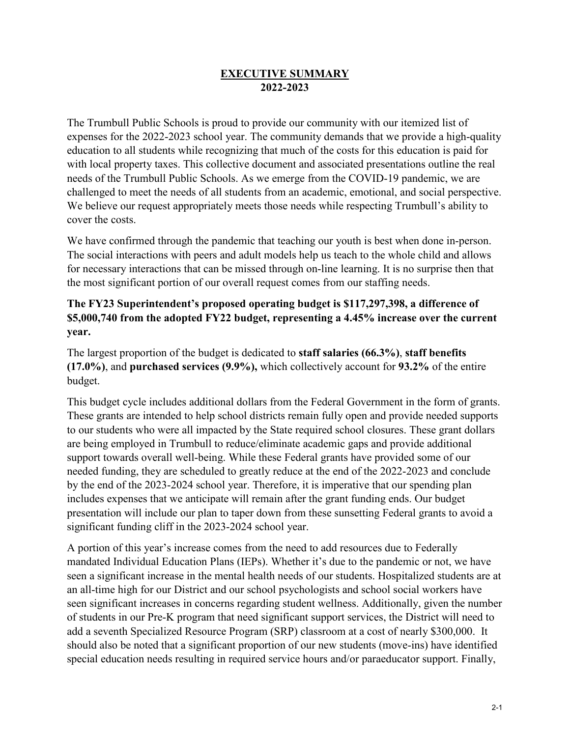# EXECUTIVE SUMMARY
## 2022-2023

The Trumbull Public Schools is proud to provide our community with our itemized list of expenses for the 2022-2023 school year. The community demands that we provide a high-quality education to all students while recognizing that much of the costs for this education is paid for with local property taxes. This collective document and associated presentations outline the real needs of the Trumbull Public Schools. As we emerge from the COVID-19 pandemic, we are challenged to meet the needs of all students from an academic, emotional, and social perspective. We believe our request appropriately meets those needs while respecting Trumbull's ability to cover the costs.

We have confirmed through the pandemic that teaching our youth is best when done in-person. The social interactions with peers and adult models help us teach to the whole child and allows for necessary interactions that can be missed through on-line learning. It is no surprise then that the most significant portion of our overall request comes from our staffing needs.

**The FY23 Superintendent's proposed operating budget is $117,297,398, a difference of $5,000,740 from the adopted FY22 budget, representing a 4.45% increase over the current year.**

The largest proportion of the budget is dedicated to **staff salaries (66.3%)**, **staff benefits (17.0%)**, and **purchased services (9.9%),** which collectively account for **93.2%** of the entire budget.

This budget cycle includes additional dollars from the Federal Government in the form of grants. These grants are intended to help school districts remain fully open and provide needed supports to our students who were all impacted by the State required school closures. These grant dollars are being employed in Trumbull to reduce/eliminate academic gaps and provide additional support towards overall well-being. While these Federal grants have provided some of our needed funding, they are scheduled to greatly reduce at the end of the 2022-2023 and conclude by the end of the 2023-2024 school year. Therefore, it is imperative that our spending plan includes expenses that we anticipate will remain after the grant funding ends. Our budget presentation will include our plan to taper down from these sunsetting Federal grants to avoid a significant funding cliff in the 2023-2024 school year.

A portion of this year's increase comes from the need to add resources due to Federally mandated Individual Education Plans (IEPs). Whether it's due to the pandemic or not, we have seen a significant increase in the mental health needs of our students. Hospitalized students are at an all-time high for our District and our school psychologists and school social workers have seen significant increases in concerns regarding student wellness. Additionally, given the number of students in our Pre-K program that need significant support services, the District will need to add a seventh Specialized Resource Program (SRP) classroom at a cost of nearly $300,000. It should also be noted that a significant proportion of our new students (move-ins) have identified special education needs resulting in required service hours and/or paraeducator support. Finally,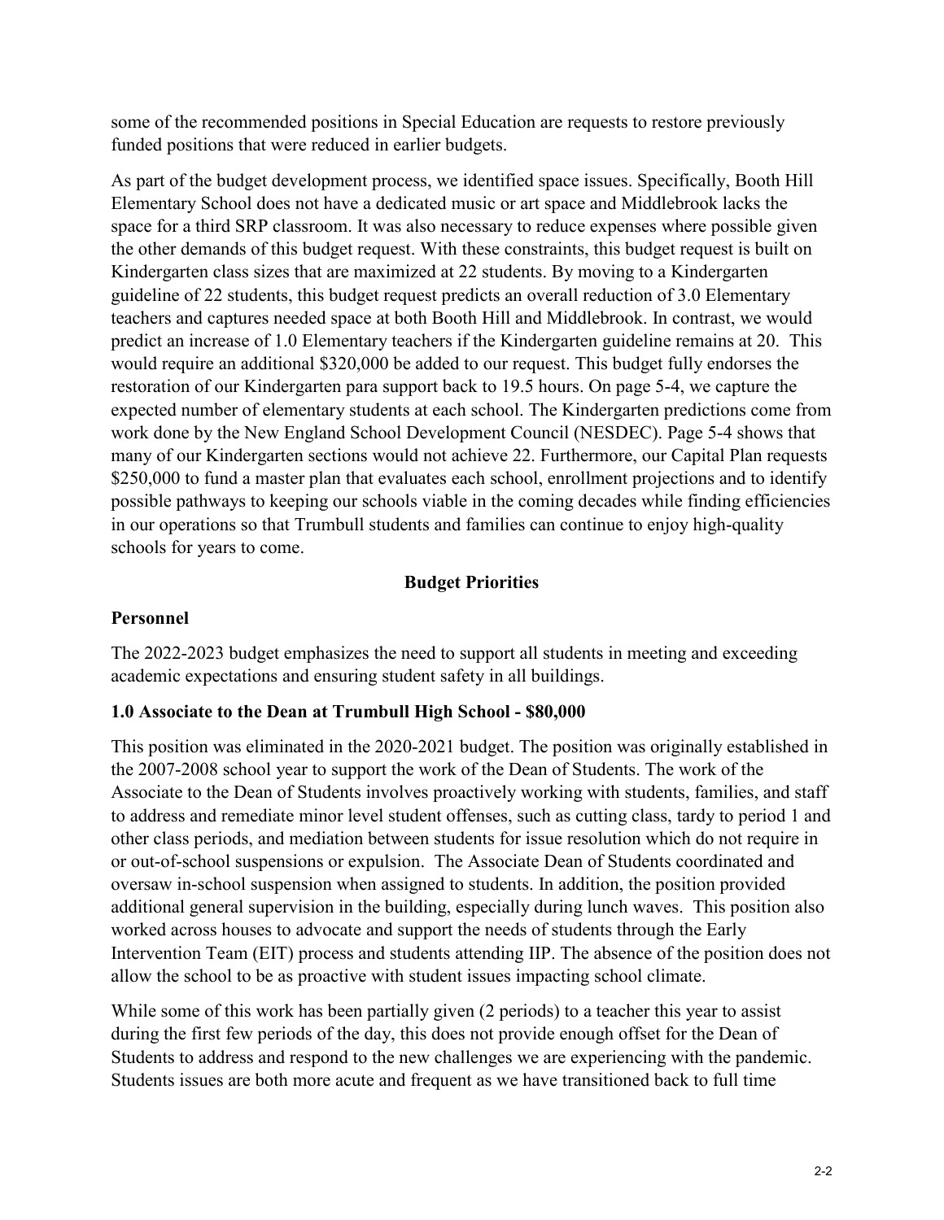some of the recommended positions in Special Education are requests to restore previously funded positions that were reduced in earlier budgets.

As part of the budget development process, we identified space issues. Specifically, Booth Hill Elementary School does not have a dedicated music or art space and Middlebrook lacks the space for a third SRP classroom. It was also necessary to reduce expenses where possible given the other demands of this budget request. With these constraints, this budget request is built on Kindergarten class sizes that are maximized at 22 students. By moving to a Kindergarten guideline of 22 students, this budget request predicts an overall reduction of 3.0 Elementary teachers and captures needed space at both Booth Hill and Middlebrook. In contrast, we would predict an increase of 1.0 Elementary teachers if the Kindergarten guideline remains at 20. This would require an additional $320,000 be added to our request. This budget fully endorses the restoration of our Kindergarten para support back to 19.5 hours. On page 5-4, we capture the expected number of elementary students at each school. The Kindergarten predictions come from work done by the New England School Development Council (NESDEC). Page 5-4 shows that many of our Kindergarten sections would not achieve 22. Furthermore, our Capital Plan requests $250,000 to fund a master plan that evaluates each school, enrollment projections and to identify possible pathways to keeping our schools viable in the coming decades while finding efficiencies in our operations so that Trumbull students and families can continue to enjoy high-quality schools for years to come.

## Budget Priorities

### Personnel

The 2022-2023 budget emphasizes the need to support all students in meeting and exceeding academic expectations and ensuring student safety in all buildings.

#### 1.0 Associate to the Dean at Trumbull High School - $80,000

This position was eliminated in the 2020-2021 budget. The position was originally established in the 2007-2008 school year to support the work of the Dean of Students. The work of the Associate to the Dean of Students involves proactively working with students, families, and staff to address and remediate minor level student offenses, such as cutting class, tardy to period 1 and other class periods, and mediation between students for issue resolution which do not require in or out-of-school suspensions or expulsion. The Associate Dean of Students coordinated and oversaw in-school suspension when assigned to students. In addition, the position provided additional general supervision in the building, especially during lunch waves. This position also worked across houses to advocate and support the needs of students through the Early Intervention Team (EIT) process and students attending IIP. The absence of the position does not allow the school to be as proactive with student issues impacting school climate.

While some of this work has been partially given (2 periods) to a teacher this year to assist during the first few periods of the day, this does not provide enough offset for the Dean of Students to address and respond to the new challenges we are experiencing with the pandemic. Students issues are both more acute and frequent as we have transitioned back to full time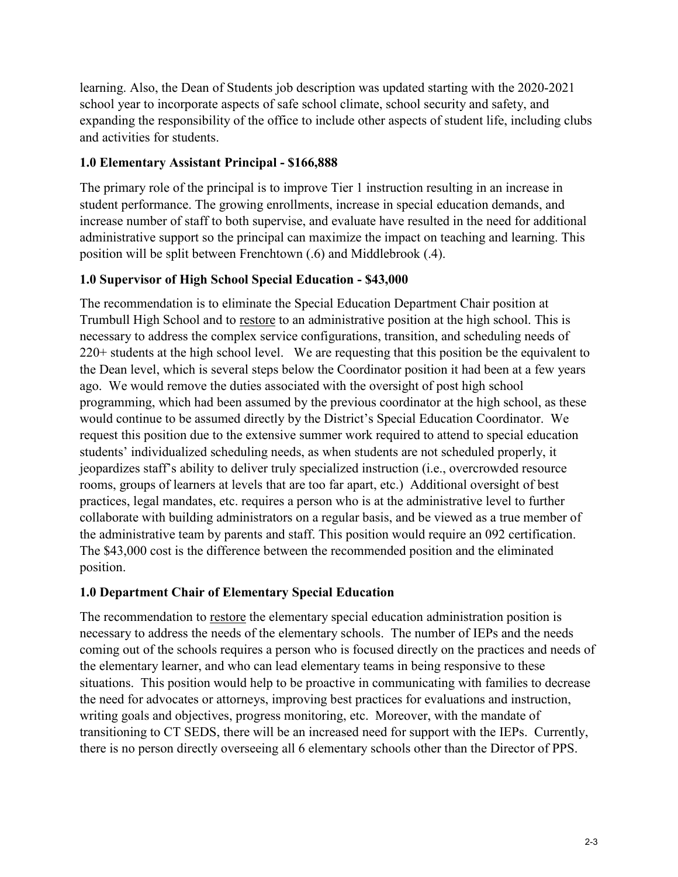learning. Also, the Dean of Students job description was updated starting with the 2020-2021 school year to incorporate aspects of safe school climate, school security and safety, and expanding the responsibility of the office to include other aspects of student life, including clubs and activities for students.

### 1.0 Elementary Assistant Principal - $166,888

The primary role of the principal is to improve Tier 1 instruction resulting in an increase in student performance. The growing enrollments, increase in special education demands, and increase number of staff to both supervise, and evaluate have resulted in the need for additional administrative support so the principal can maximize the impact on teaching and learning. This position will be split between Frenchtown (.6) and Middlebrook (.4).

### 1.0 Supervisor of High School Special Education - $43,000

The recommendation is to eliminate the Special Education Department Chair position at Trumbull High School and to <u>restore</u> to an administrative position at the high school. This is necessary to address the complex service configurations, transition, and scheduling needs of 220+ students at the high school level. We are requesting that this position be the equivalent to the Dean level, which is several steps below the Coordinator position it had been at a few years ago. We would remove the duties associated with the oversight of post high school programming, which had been assumed by the previous coordinator at the high school, as these would continue to be assumed directly by the District's Special Education Coordinator. We request this position due to the extensive summer work required to attend to special education students' individualized scheduling needs, as when students are not scheduled properly, it jeopardizes staff's ability to deliver truly specialized instruction (i.e., overcrowded resource rooms, groups of learners at levels that are too far apart, etc.) Additional oversight of best practices, legal mandates, etc. requires a person who is at the administrative level to further collaborate with building administrators on a regular basis, and be viewed as a true member of the administrative team by parents and staff. This position would require an 092 certification. The $43,000 cost is the difference between the recommended position and the eliminated position.

### 1.0 Department Chair of Elementary Special Education

The recommendation to <u>restore</u> the elementary special education administration position is necessary to address the needs of the elementary schools. The number of IEPs and the needs coming out of the schools requires a person who is focused directly on the practices and needs of the elementary learner, and who can lead elementary teams in being responsive to these situations. This position would help to be proactive in communicating with families to decrease the need for advocates or attorneys, improving best practices for evaluations and instruction, writing goals and objectives, progress monitoring, etc. Moreover, with the mandate of transitioning to CT SEDS, there will be an increased need for support with the IEPs. Currently, there is no person directly overseeing all 6 elementary schools other than the Director of PPS.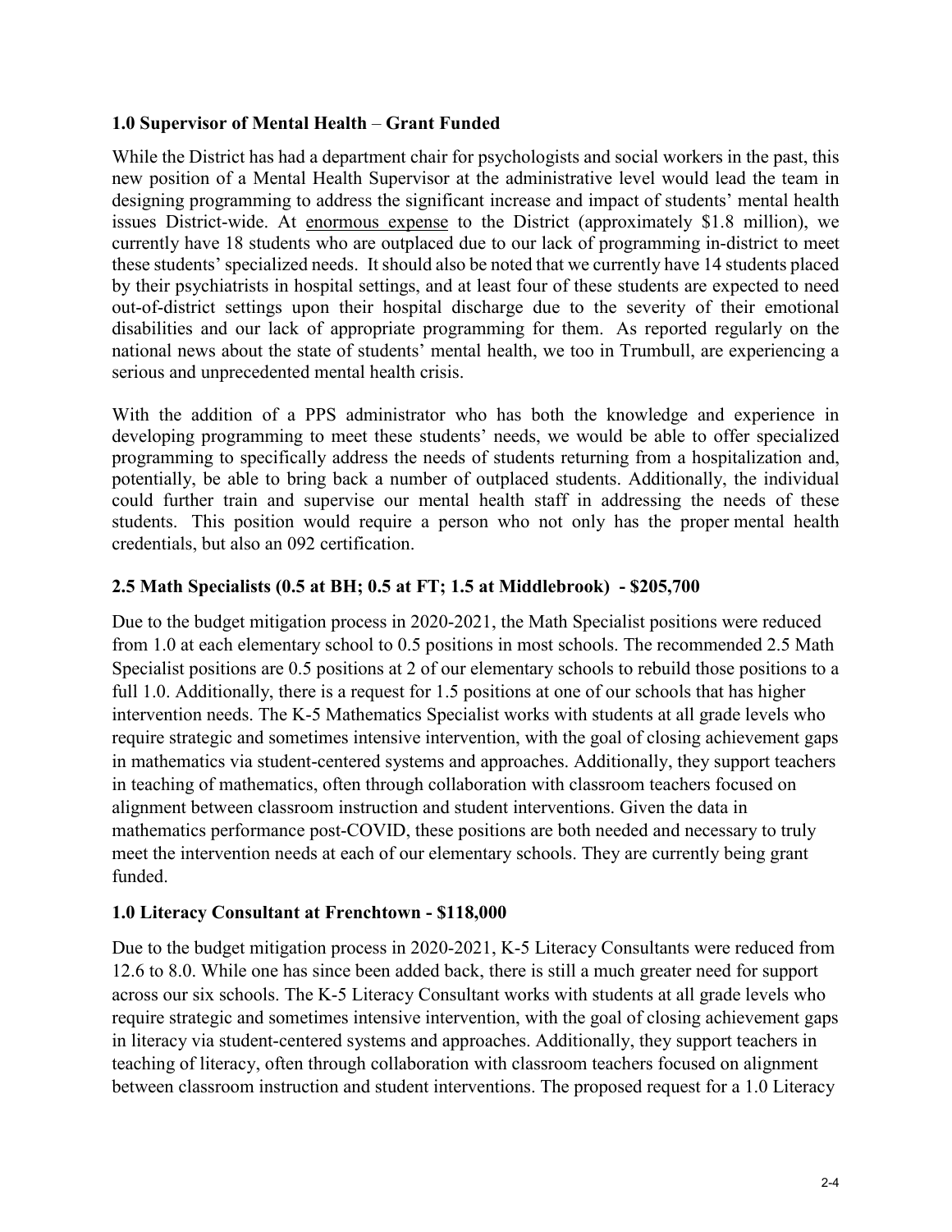### **1.0 Supervisor of Mental Health – Grant Funded**

While the District has had a department chair for psychologists and social workers in the past, this new position of a Mental Health Supervisor at the administrative level would lead the team in designing programming to address the significant increase and impact of students' mental health issues District-wide. At enormous expense to the District (approximately $1.8 million), we currently have 18 students who are outplaced due to our lack of programming in-district to meet these students' specialized needs. It should also be noted that we currently have 14 students placed by their psychiatrists in hospital settings, and at least four of these students are expected to need out-of-district settings upon their hospital discharge due to the severity of their emotional disabilities and our lack of appropriate programming for them. As reported regularly on the national news about the state of students' mental health, we too in Trumbull, are experiencing a serious and unprecedented mental health crisis.

With the addition of a PPS administrator who has both the knowledge and experience in developing programming to meet these students' needs, we would be able to offer specialized programming to specifically address the needs of students returning from a hospitalization and, potentially, be able to bring back a number of outplaced students. Additionally, the individual could further train and supervise our mental health staff in addressing the needs of these students. This position would require a person who not only has the proper mental health credentials, but also an 092 certification.

### **2.5 Math Specialists (0.5 at BH; 0.5 at FT; 1.5 at Middlebrook) - $205,700**

Due to the budget mitigation process in 2020-2021, the Math Specialist positions were reduced from 1.0 at each elementary school to 0.5 positions in most schools. The recommended 2.5 Math Specialist positions are 0.5 positions at 2 of our elementary schools to rebuild those positions to a full 1.0. Additionally, there is a request for 1.5 positions at one of our schools that has higher intervention needs. The K-5 Mathematics Specialist works with students at all grade levels who require strategic and sometimes intensive intervention, with the goal of closing achievement gaps in mathematics via student-centered systems and approaches. Additionally, they support teachers in teaching of mathematics, often through collaboration with classroom teachers focused on alignment between classroom instruction and student interventions. Given the data in mathematics performance post-COVID, these positions are both needed and necessary to truly meet the intervention needs at each of our elementary schools. They are currently being grant funded.

### **1.0 Literacy Consultant at Frenchtown - $118,000**

Due to the budget mitigation process in 2020-2021, K-5 Literacy Consultants were reduced from 12.6 to 8.0. While one has since been added back, there is still a much greater need for support across our six schools. The K-5 Literacy Consultant works with students at all grade levels who require strategic and sometimes intensive intervention, with the goal of closing achievement gaps in literacy via student-centered systems and approaches. Additionally, they support teachers in teaching of literacy, often through collaboration with classroom teachers focused on alignment between classroom instruction and student interventions. The proposed request for a 1.0 Literacy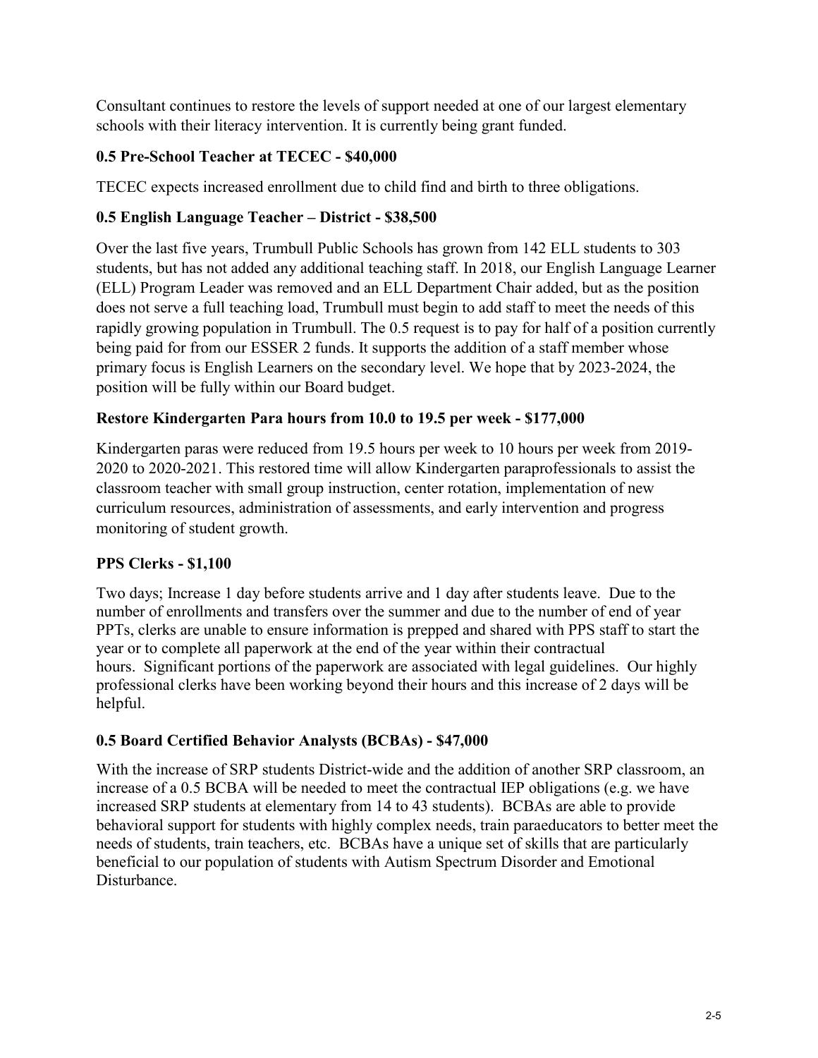Consultant continues to restore the levels of support needed at one of our largest elementary schools with their literacy intervention. It is currently being grant funded.

### 0.5 Pre-School Teacher at TECEC - $40,000

TECEC expects increased enrollment due to child find and birth to three obligations.

### 0.5 English Language Teacher – District - $38,500

Over the last five years, Trumbull Public Schools has grown from 142 ELL students to 303 students, but has not added any additional teaching staff. In 2018, our English Language Learner (ELL) Program Leader was removed and an ELL Department Chair added, but as the position does not serve a full teaching load, Trumbull must begin to add staff to meet the needs of this rapidly growing population in Trumbull. The 0.5 request is to pay for half of a position currently being paid for from our ESSER 2 funds. It supports the addition of a staff member whose primary focus is English Learners on the secondary level. We hope that by 2023-2024, the position will be fully within our Board budget.

### Restore Kindergarten Para hours from 10.0 to 19.5 per week - $177,000

Kindergarten paras were reduced from 19.5 hours per week to 10 hours per week from 2019-2020 to 2020-2021. This restored time will allow Kindergarten paraprofessionals to assist the classroom teacher with small group instruction, center rotation, implementation of new curriculum resources, administration of assessments, and early intervention and progress monitoring of student growth.

### PPS Clerks - $1,100

Two days; Increase 1 day before students arrive and 1 day after students leave. Due to the number of enrollments and transfers over the summer and due to the number of end of year PPTs, clerks are unable to ensure information is prepped and shared with PPS staff to start the year or to complete all paperwork at the end of the year within their contractual hours. Significant portions of the paperwork are associated with legal guidelines. Our highly professional clerks have been working beyond their hours and this increase of 2 days will be helpful.

### 0.5 Board Certified Behavior Analysts (BCBAs) - $47,000

With the increase of SRP students District-wide and the addition of another SRP classroom, an increase of a 0.5 BCBA will be needed to meet the contractual IEP obligations (e.g. we have increased SRP students at elementary from 14 to 43 students). BCBAs are able to provide behavioral support for students with highly complex needs, train paraeducators to better meet the needs of students, train teachers, etc. BCBAs have a unique set of skills that are particularly beneficial to our population of students with Autism Spectrum Disorder and Emotional Disturbance.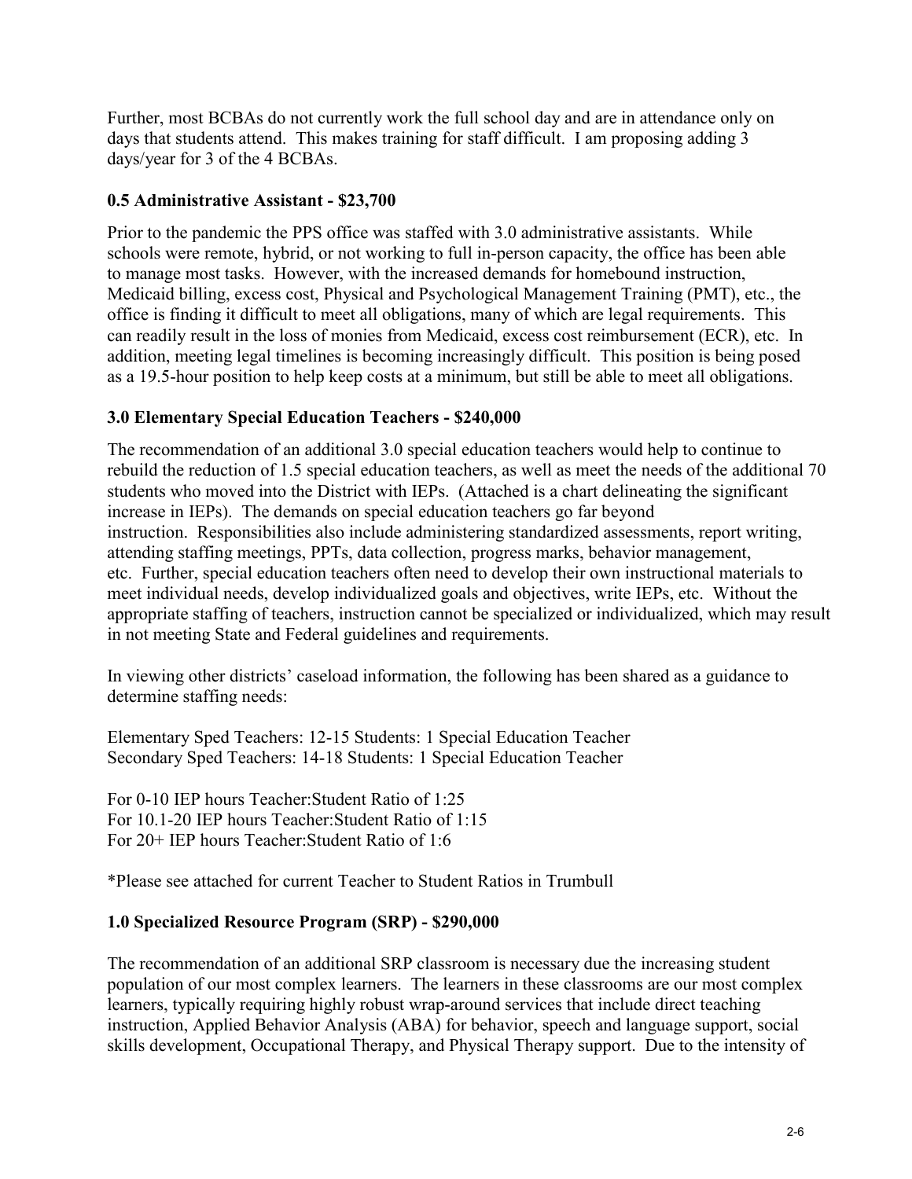Further, most BCBAs do not currently work the full school day and are in attendance only on days that students attend. This makes training for staff difficult. I am proposing adding 3 days/year for 3 of the 4 BCBAs.

**0.5 Administrative Assistant - $23,700**

Prior to the pandemic the PPS office was staffed with 3.0 administrative assistants. While schools were remote, hybrid, or not working to full in-person capacity, the office has been able to manage most tasks. However, with the increased demands for homebound instruction, Medicaid billing, excess cost, Physical and Psychological Management Training (PMT), etc., the office is finding it difficult to meet all obligations, many of which are legal requirements. This can readily result in the loss of monies from Medicaid, excess cost reimbursement (ECR), etc. In addition, meeting legal timelines is becoming increasingly difficult. This position is being posed as a 19.5-hour position to help keep costs at a minimum, but still be able to meet all obligations.

**3.0 Elementary Special Education Teachers - $240,000**

The recommendation of an additional 3.0 special education teachers would help to continue to rebuild the reduction of 1.5 special education teachers, as well as meet the needs of the additional 70 students who moved into the District with IEPs. (Attached is a chart delineating the significant increase in IEPs). The demands on special education teachers go far beyond instruction. Responsibilities also include administering standardized assessments, report writing, attending staffing meetings, PPTs, data collection, progress marks, behavior management, etc. Further, special education teachers often need to develop their own instructional materials to meet individual needs, develop individualized goals and objectives, write IEPs, etc. Without the appropriate staffing of teachers, instruction cannot be specialized or individualized, which may result in not meeting State and Federal guidelines and requirements.

In viewing other districts' caseload information, the following has been shared as a guidance to determine staffing needs:

Elementary Sped Teachers: 12-15 Students: 1 Special Education Teacher
Secondary Sped Teachers: 14-18 Students: 1 Special Education Teacher

For 0-10 IEP hours Teacher:Student Ratio of 1:25
For 10.1-20 IEP hours Teacher:Student Ratio of 1:15
For 20+ IEP hours Teacher:Student Ratio of 1:6

*Please see attached for current Teacher to Student Ratios in Trumbull

**1.0 Specialized Resource Program (SRP) - $290,000**

The recommendation of an additional SRP classroom is necessary due the increasing student population of our most complex learners. The learners in these classrooms are our most complex learners, typically requiring highly robust wrap-around services that include direct teaching instruction, Applied Behavior Analysis (ABA) for behavior, speech and language support, social skills development, Occupational Therapy, and Physical Therapy support. Due to the intensity of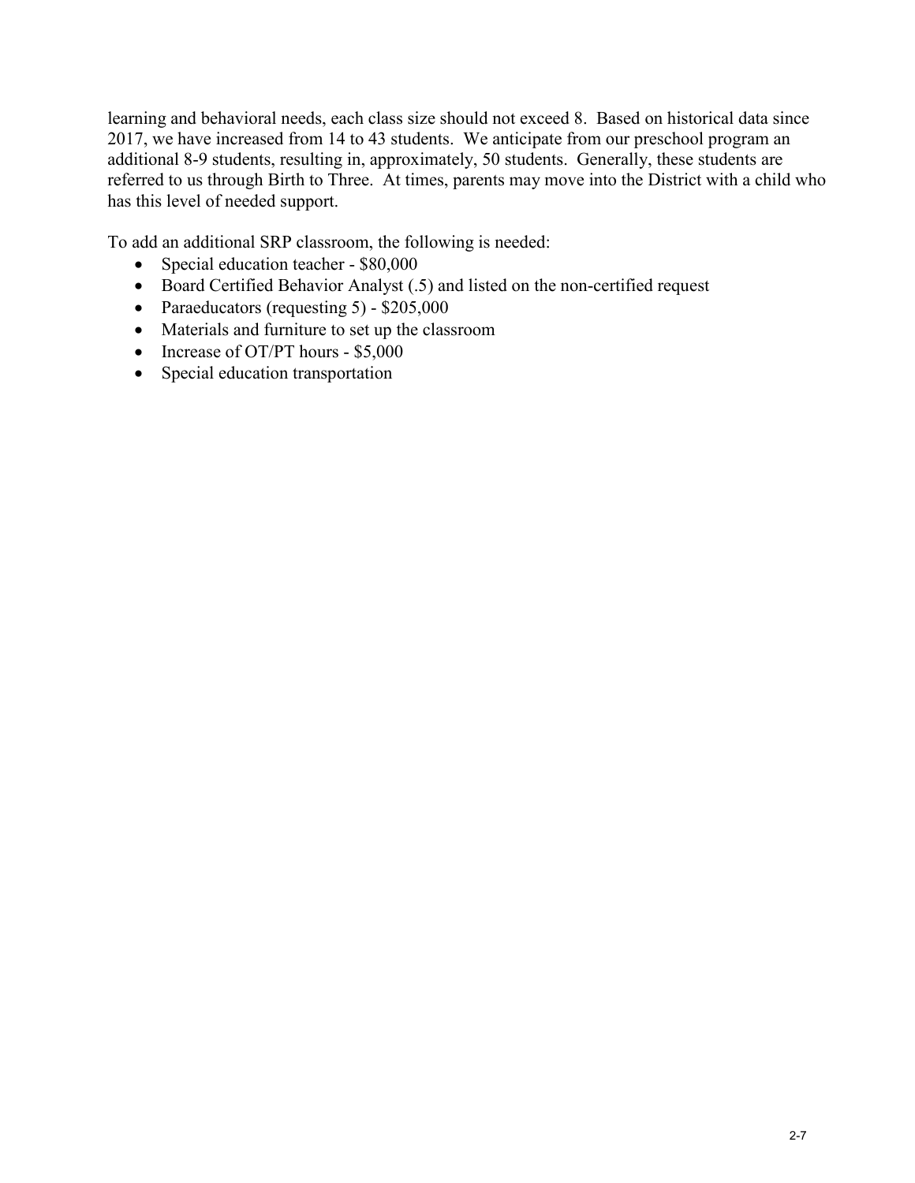learning and behavioral needs, each class size should not exceed 8. Based on historical data since 2017, we have increased from 14 to 43 students. We anticipate from our preschool program an additional 8-9 students, resulting in, approximately, 50 students. Generally, these students are referred to us through Birth to Three. At times, parents may move into the District with a child who has this level of needed support.

To add an additional SRP classroom, the following is needed:

- Special education teacher - $80,000
- Board Certified Behavior Analyst (.5) and listed on the non-certified request
- Paraeducators (requesting 5) - $205,000
- Materials and furniture to set up the classroom
- Increase of OT/PT hours - $5,000
- Special education transportation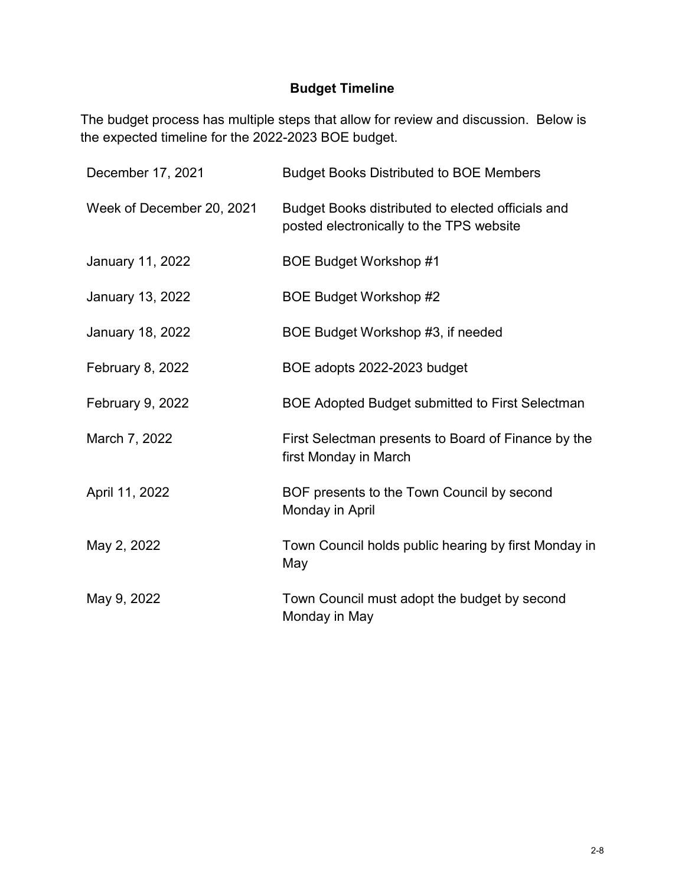## Budget Timeline

The budget process has multiple steps that allow for review and discussion. Below is the expected timeline for the 2022-2023 BOE budget.

| | |
|---|---|
| December 17, 2021 | Budget Books Distributed to BOE Members |
| Week of December 20, 2021 | Budget Books distributed to elected officials and posted electronically to the TPS website |
| January 11, 2022 | BOE Budget Workshop #1 |
| January 13, 2022 | BOE Budget Workshop #2 |
| January 18, 2022 | BOE Budget Workshop #3, if needed |
| February 8, 2022 | BOE adopts 2022-2023 budget |
| February 9, 2022 | BOE Adopted Budget submitted to First Selectman |
| March 7, 2022 | First Selectman presents to Board of Finance by the first Monday in March |
| April 11, 2022 | BOF presents to the Town Council by second Monday in April |
| May 2, 2022 | Town Council holds public hearing by first Monday in May |
| May 9, 2022 | Town Council must adopt the budget by second Monday in May |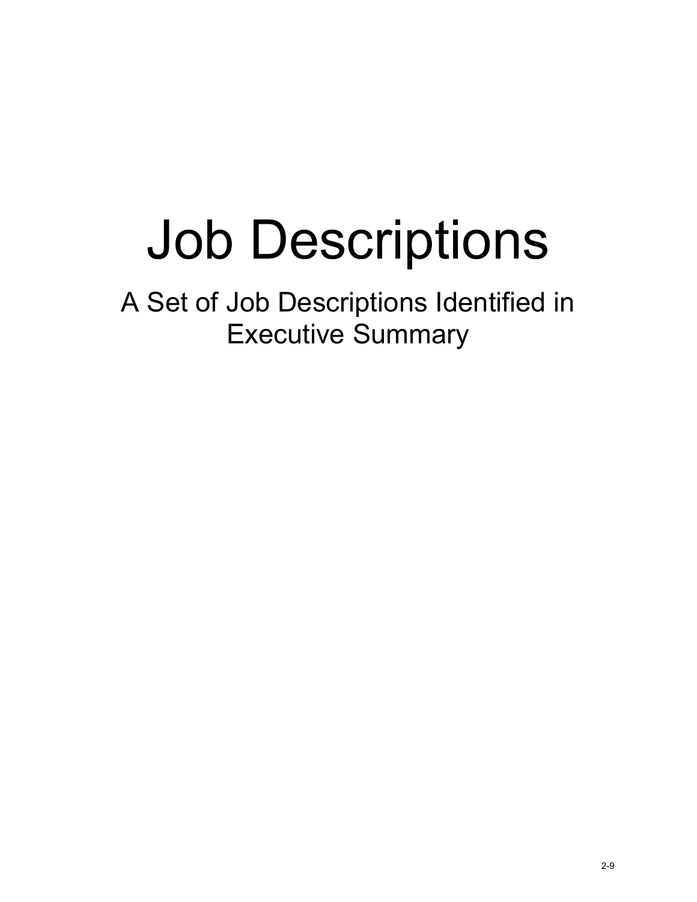# Job Descriptions

A Set of Job Descriptions Identified in Executive Summary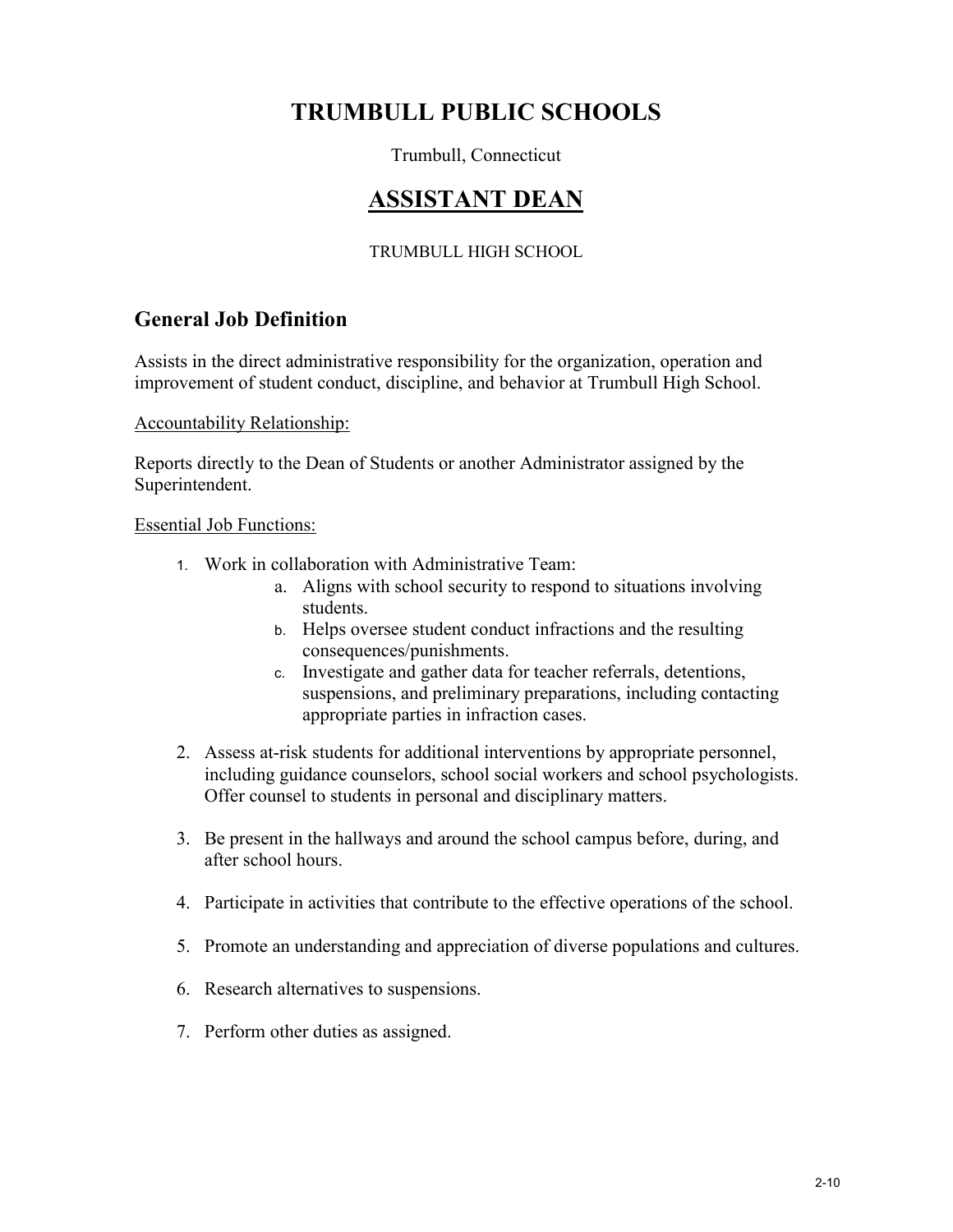# TRUMBULL PUBLIC SCHOOLS

Trumbull, Connecticut

# ASSISTANT DEAN

TRUMBULL HIGH SCHOOL

## General Job Definition

Assists in the direct administrative responsibility for the organization, operation and improvement of student conduct, discipline, and behavior at Trumbull High School.

Accountability Relationship:

Reports directly to the Dean of Students or another Administrator assigned by the Superintendent.

Essential Job Functions:

1. Work in collaboration with Administrative Team:
   a. Aligns with school security to respond to situations involving students.
   b. Helps oversee student conduct infractions and the resulting consequences/punishments.
   c. Investigate and gather data for teacher referrals, detentions, suspensions, and preliminary preparations, including contacting appropriate parties in infraction cases.
2. Assess at-risk students for additional interventions by appropriate personnel, including guidance counselors, school social workers and school psychologists. Offer counsel to students in personal and disciplinary matters.
3. Be present in the hallways and around the school campus before, during, and after school hours.
4. Participate in activities that contribute to the effective operations of the school.
5. Promote an understanding and appreciation of diverse populations and cultures.
6. Research alternatives to suspensions.
7. Perform other duties as assigned.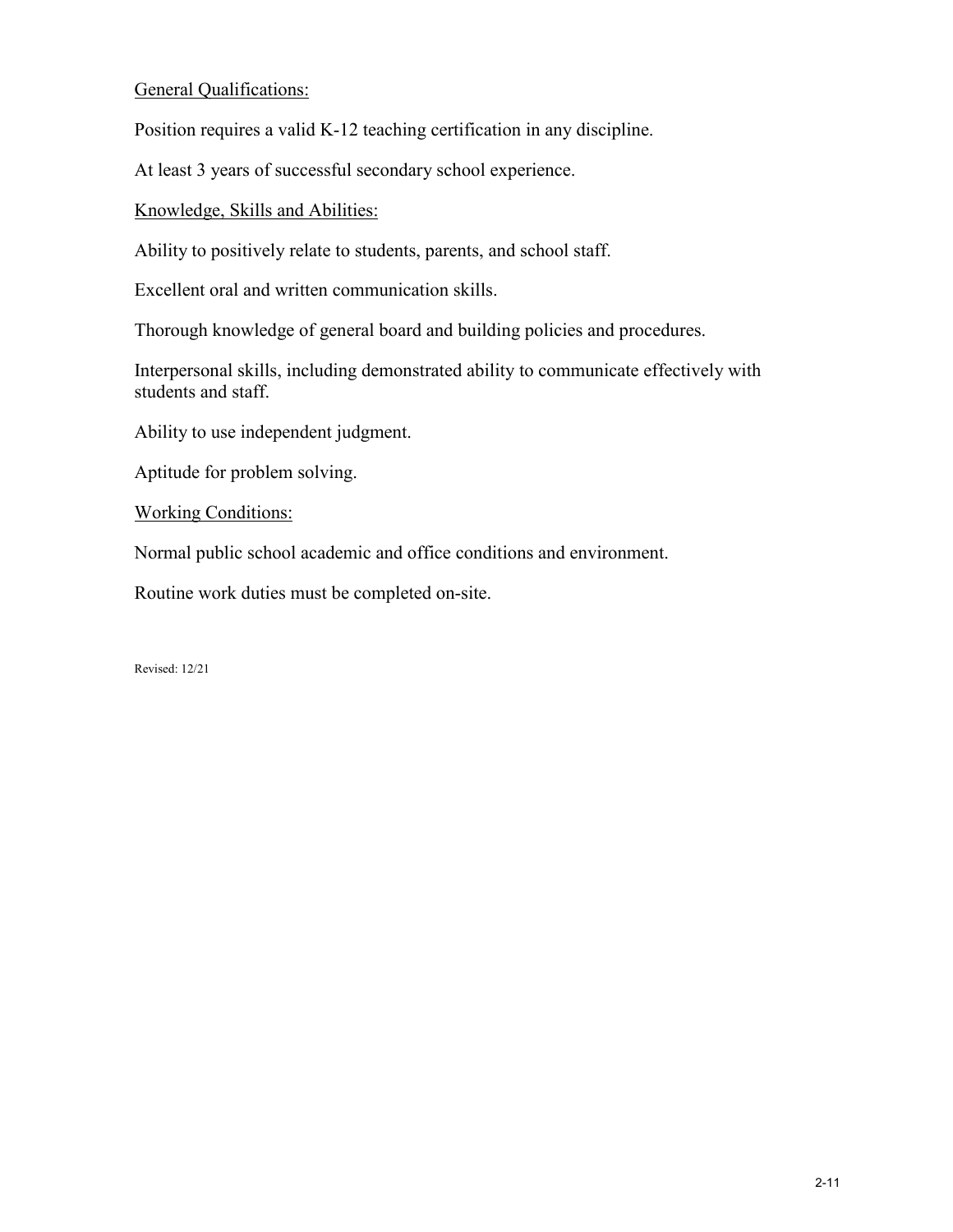General Qualifications:

Position requires a valid K-12 teaching certification in any discipline.

At least 3 years of successful secondary school experience.

Knowledge, Skills and Abilities:

Ability to positively relate to students, parents, and school staff.

Excellent oral and written communication skills.

Thorough knowledge of general board and building policies and procedures.

Interpersonal skills, including demonstrated ability to communicate effectively with students and staff.

Ability to use independent judgment.

Aptitude for problem solving.

Working Conditions:

Normal public school academic and office conditions and environment.

Routine work duties must be completed on-site.

Revised: 12/21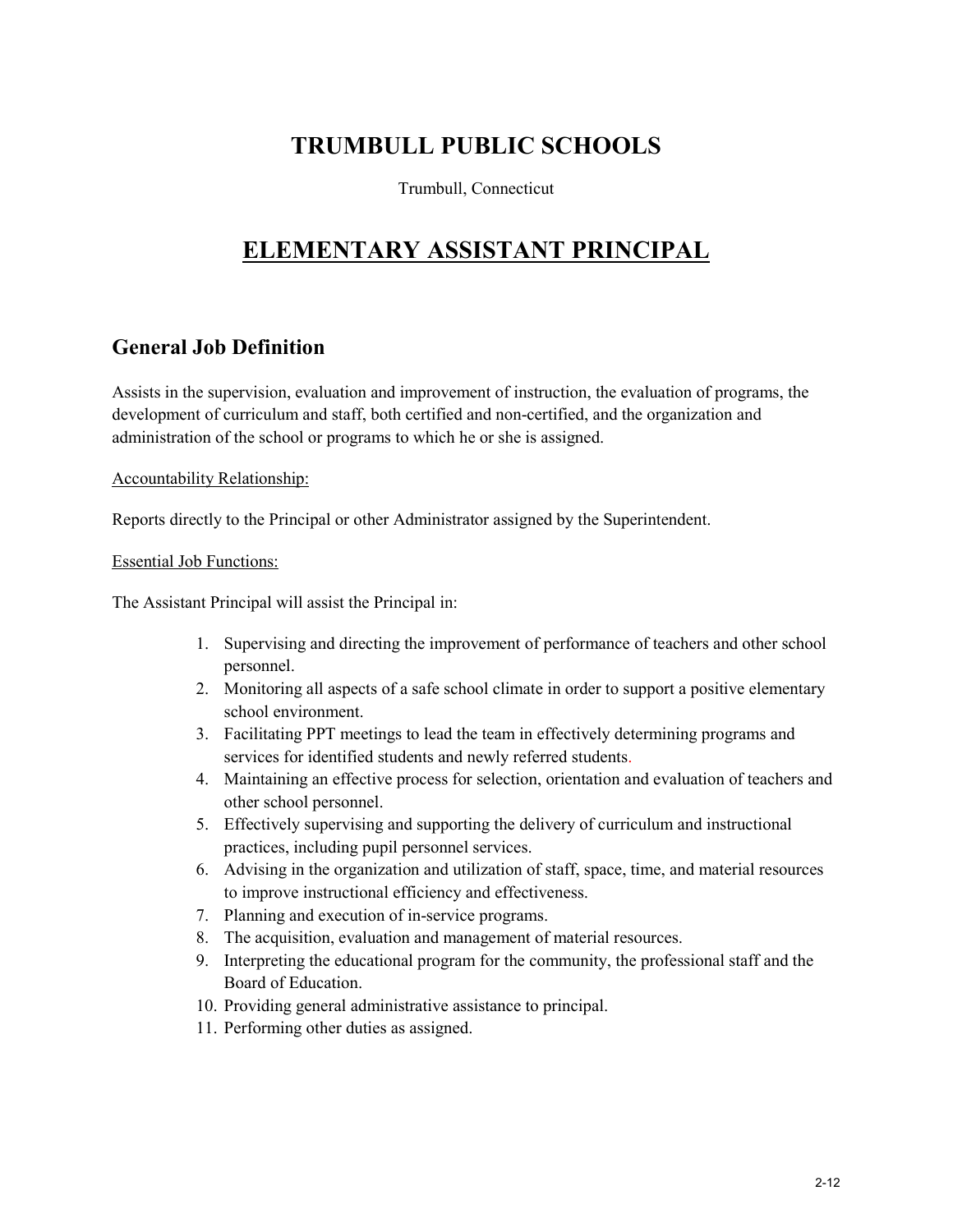# TRUMBULL PUBLIC SCHOOLS

Trumbull, Connecticut

# ELEMENTARY ASSISTANT PRINCIPAL

## General Job Definition

Assists in the supervision, evaluation and improvement of instruction, the evaluation of programs, the development of curriculum and staff, both certified and non-certified, and the organization and administration of the school or programs to which he or she is assigned.

Accountability Relationship:

Reports directly to the Principal or other Administrator assigned by the Superintendent.

Essential Job Functions:

The Assistant Principal will assist the Principal in:

1. Supervising and directing the improvement of performance of teachers and other school personnel.
2. Monitoring all aspects of a safe school climate in order to support a positive elementary school environment.
3. Facilitating PPT meetings to lead the team in effectively determining programs and services for identified students and newly referred students.
4. Maintaining an effective process for selection, orientation and evaluation of teachers and other school personnel.
5. Effectively supervising and supporting the delivery of curriculum and instructional practices, including pupil personnel services.
6. Advising in the organization and utilization of staff, space, time, and material resources to improve instructional efficiency and effectiveness.
7. Planning and execution of in-service programs.
8. The acquisition, evaluation and management of material resources.
9. Interpreting the educational program for the community, the professional staff and the Board of Education.
10. Providing general administrative assistance to principal.
11. Performing other duties as assigned.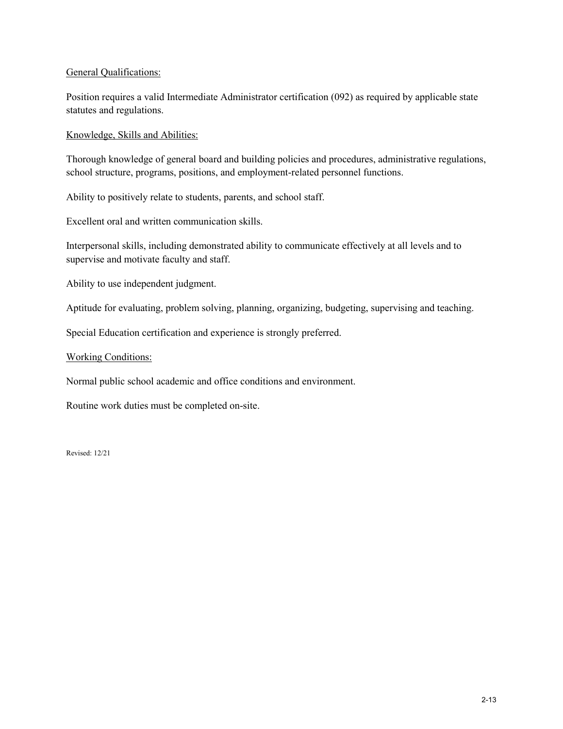General Qualifications:

Position requires a valid Intermediate Administrator certification (092) as required by applicable state statutes and regulations.

Knowledge, Skills and Abilities:

Thorough knowledge of general board and building policies and procedures, administrative regulations, school structure, programs, positions, and employment-related personnel functions.

Ability to positively relate to students, parents, and school staff.

Excellent oral and written communication skills.

Interpersonal skills, including demonstrated ability to communicate effectively at all levels and to supervise and motivate faculty and staff.

Ability to use independent judgment.

Aptitude for evaluating, problem solving, planning, organizing, budgeting, supervising and teaching.

Special Education certification and experience is strongly preferred.

Working Conditions:

Normal public school academic and office conditions and environment.

Routine work duties must be completed on-site.

Revised: 12/21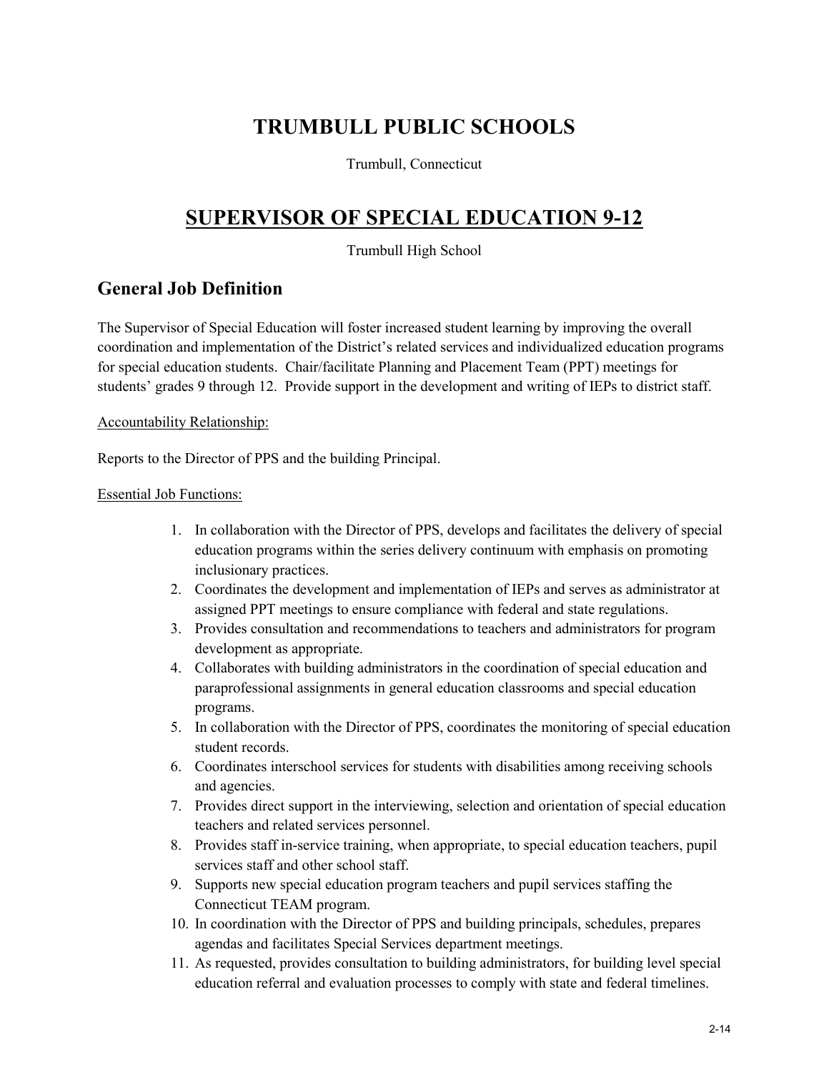# TRUMBULL PUBLIC SCHOOLS

Trumbull, Connecticut

# SUPERVISOR OF SPECIAL EDUCATION 9-12

Trumbull High School

## General Job Definition

The Supervisor of Special Education will foster increased student learning by improving the overall coordination and implementation of the District's related services and individualized education programs for special education students. Chair/facilitate Planning and Placement Team (PPT) meetings for students' grades 9 through 12. Provide support in the development and writing of IEPs to district staff.

Accountability Relationship:

Reports to the Director of PPS and the building Principal.

Essential Job Functions:

1. In collaboration with the Director of PPS, develops and facilitates the delivery of special education programs within the series delivery continuum with emphasis on promoting inclusionary practices.
2. Coordinates the development and implementation of IEPs and serves as administrator at assigned PPT meetings to ensure compliance with federal and state regulations.
3. Provides consultation and recommendations to teachers and administrators for program development as appropriate.
4. Collaborates with building administrators in the coordination of special education and paraprofessional assignments in general education classrooms and special education programs.
5. In collaboration with the Director of PPS, coordinates the monitoring of special education student records.
6. Coordinates interschool services for students with disabilities among receiving schools and agencies.
7. Provides direct support in the interviewing, selection and orientation of special education teachers and related services personnel.
8. Provides staff in-service training, when appropriate, to special education teachers, pupil services staff and other school staff.
9. Supports new special education program teachers and pupil services staffing the Connecticut TEAM program.
10. In coordination with the Director of PPS and building principals, schedules, prepares agendas and facilitates Special Services department meetings.
11. As requested, provides consultation to building administrators, for building level special education referral and evaluation processes to comply with state and federal timelines.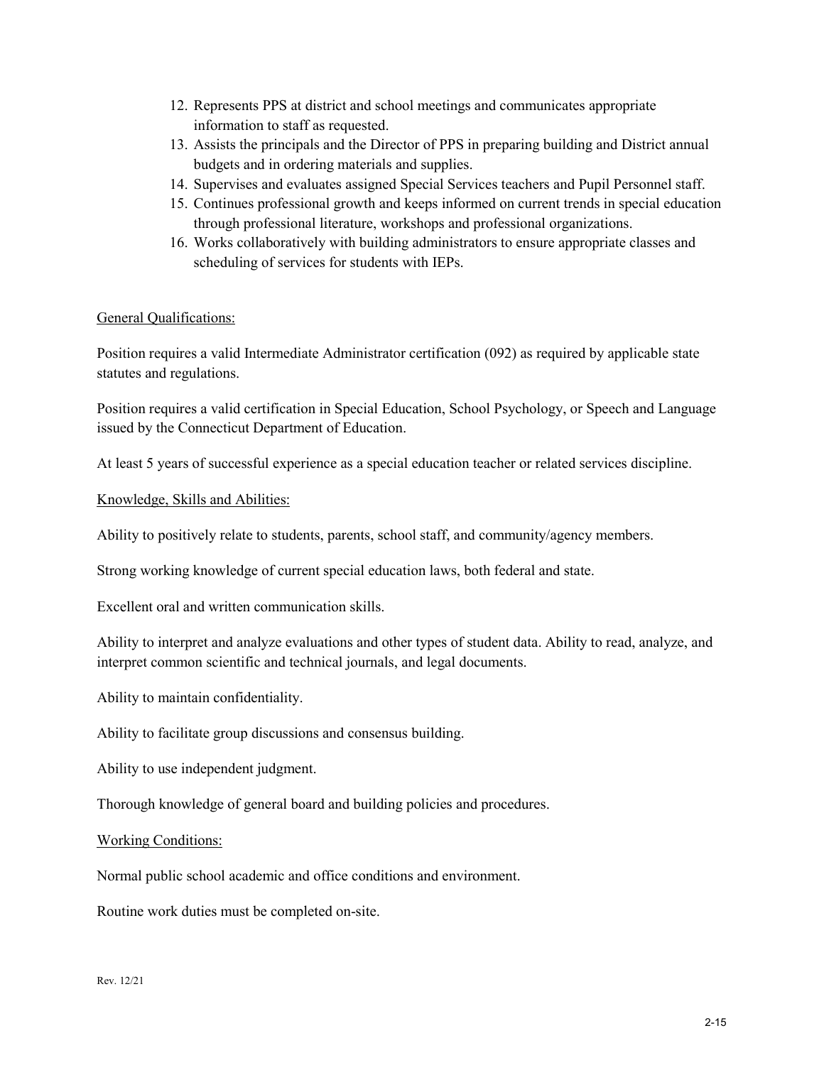12. Represents PPS at district and school meetings and communicates appropriate information to staff as requested.
13. Assists the principals and the Director of PPS in preparing building and District annual budgets and in ordering materials and supplies.
14. Supervises and evaluates assigned Special Services teachers and Pupil Personnel staff.
15. Continues professional growth and keeps informed on current trends in special education through professional literature, workshops and professional organizations.
16. Works collaboratively with building administrators to ensure appropriate classes and scheduling of services for students with IEPs.

<u>General Qualifications:</u>

Position requires a valid Intermediate Administrator certification (092) as required by applicable state statutes and regulations.

Position requires a valid certification in Special Education, School Psychology, or Speech and Language issued by the Connecticut Department of Education.

At least 5 years of successful experience as a special education teacher or related services discipline.

<u>Knowledge, Skills and Abilities:</u>

Ability to positively relate to students, parents, school staff, and community/agency members.

Strong working knowledge of current special education laws, both federal and state.

Excellent oral and written communication skills.

Ability to interpret and analyze evaluations and other types of student data. Ability to read, analyze, and interpret common scientific and technical journals, and legal documents.

Ability to maintain confidentiality.

Ability to facilitate group discussions and consensus building.

Ability to use independent judgment.

Thorough knowledge of general board and building policies and procedures.

<u>Working Conditions:</u>

Normal public school academic and office conditions and environment.

Routine work duties must be completed on-site.

Rev. 12/21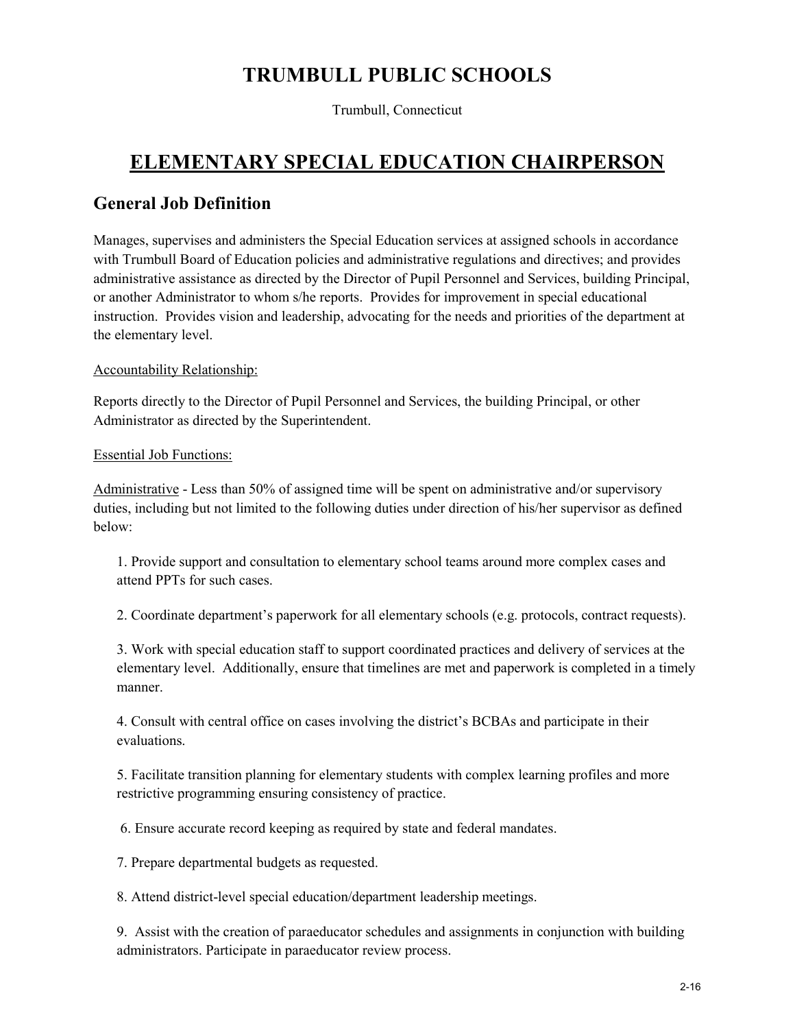# TRUMBULL PUBLIC SCHOOLS

Trumbull, Connecticut

# ELEMENTARY SPECIAL EDUCATION CHAIRPERSON

## General Job Definition

Manages, supervises and administers the Special Education services at assigned schools in accordance with Trumbull Board of Education policies and administrative regulations and directives; and provides administrative assistance as directed by the Director of Pupil Personnel and Services, building Principal, or another Administrator to whom s/he reports. Provides for improvement in special educational instruction. Provides vision and leadership, advocating for the needs and priorities of the department at the elementary level.

Accountability Relationship:

Reports directly to the Director of Pupil Personnel and Services, the building Principal, or other Administrator as directed by the Superintendent.

Essential Job Functions:

Administrative - Less than 50% of assigned time will be spent on administrative and/or supervisory duties, including but not limited to the following duties under direction of his/her supervisor as defined below:

1. Provide support and consultation to elementary school teams around more complex cases and attend PPTs for such cases.

2. Coordinate department's paperwork for all elementary schools (e.g. protocols, contract requests).

3. Work with special education staff to support coordinated practices and delivery of services at the elementary level. Additionally, ensure that timelines are met and paperwork is completed in a timely manner.

4. Consult with central office on cases involving the district's BCBAs and participate in their evaluations.

5. Facilitate transition planning for elementary students with complex learning profiles and more restrictive programming ensuring consistency of practice.

6. Ensure accurate record keeping as required by state and federal mandates.

7. Prepare departmental budgets as requested.

8. Attend district-level special education/department leadership meetings.

9. Assist with the creation of paraeducator schedules and assignments in conjunction with building administrators. Participate in paraeducator review process.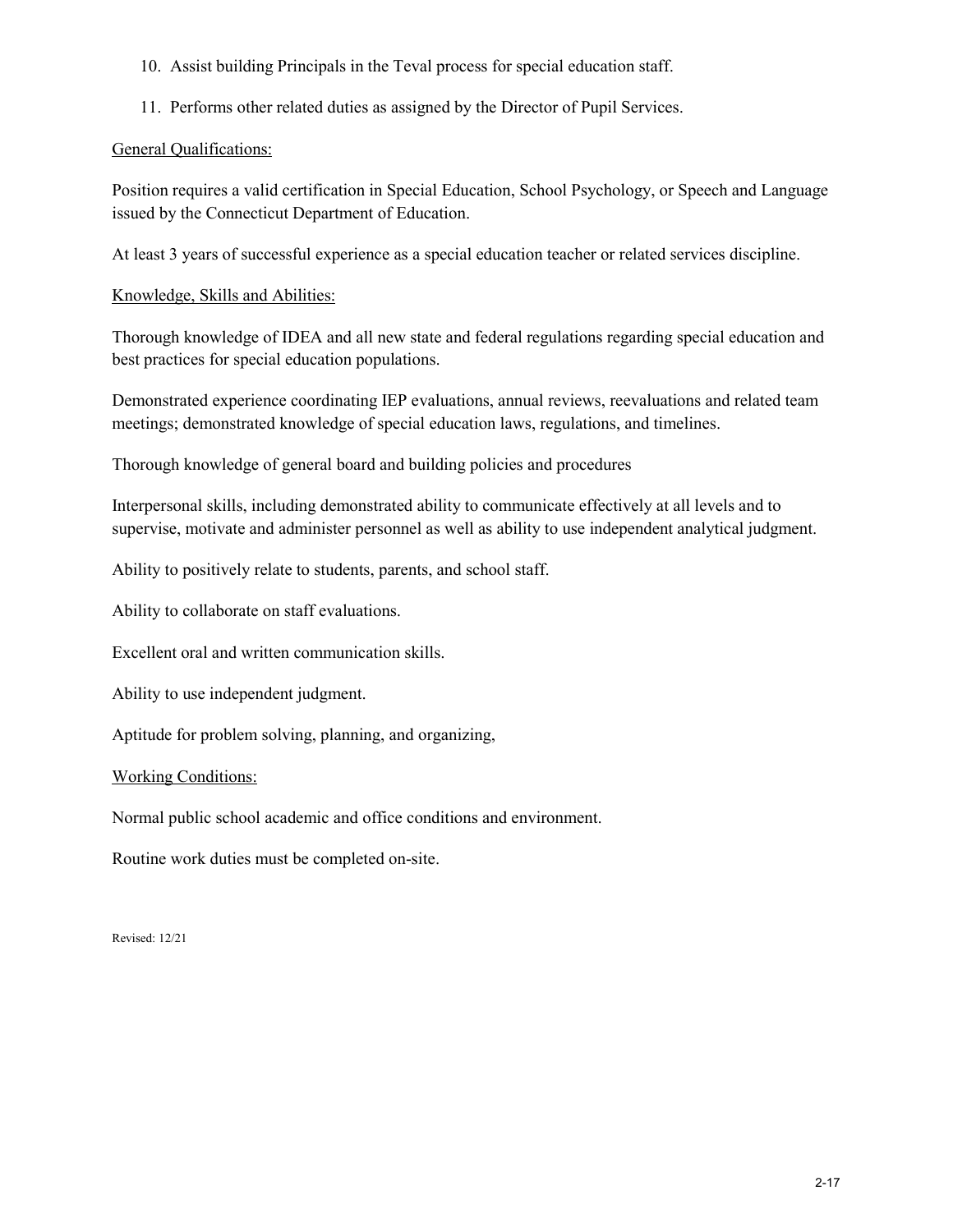10. Assist building Principals in the Teval process for special education staff.

11. Performs other related duties as assigned by the Director of Pupil Services.

<u>General Qualifications:</u>

Position requires a valid certification in Special Education, School Psychology, or Speech and Language issued by the Connecticut Department of Education.

At least 3 years of successful experience as a special education teacher or related services discipline.

<u>Knowledge, Skills and Abilities:</u>

Thorough knowledge of IDEA and all new state and federal regulations regarding special education and best practices for special education populations.

Demonstrated experience coordinating IEP evaluations, annual reviews, reevaluations and related team meetings; demonstrated knowledge of special education laws, regulations, and timelines.

Thorough knowledge of general board and building policies and procedures

Interpersonal skills, including demonstrated ability to communicate effectively at all levels and to supervise, motivate and administer personnel as well as ability to use independent analytical judgment.

Ability to positively relate to students, parents, and school staff.

Ability to collaborate on staff evaluations.

Excellent oral and written communication skills.

Ability to use independent judgment.

Aptitude for problem solving, planning, and organizing,

<u>Working Conditions:</u>

Normal public school academic and office conditions and environment.

Routine work duties must be completed on-site.

Revised: 12/21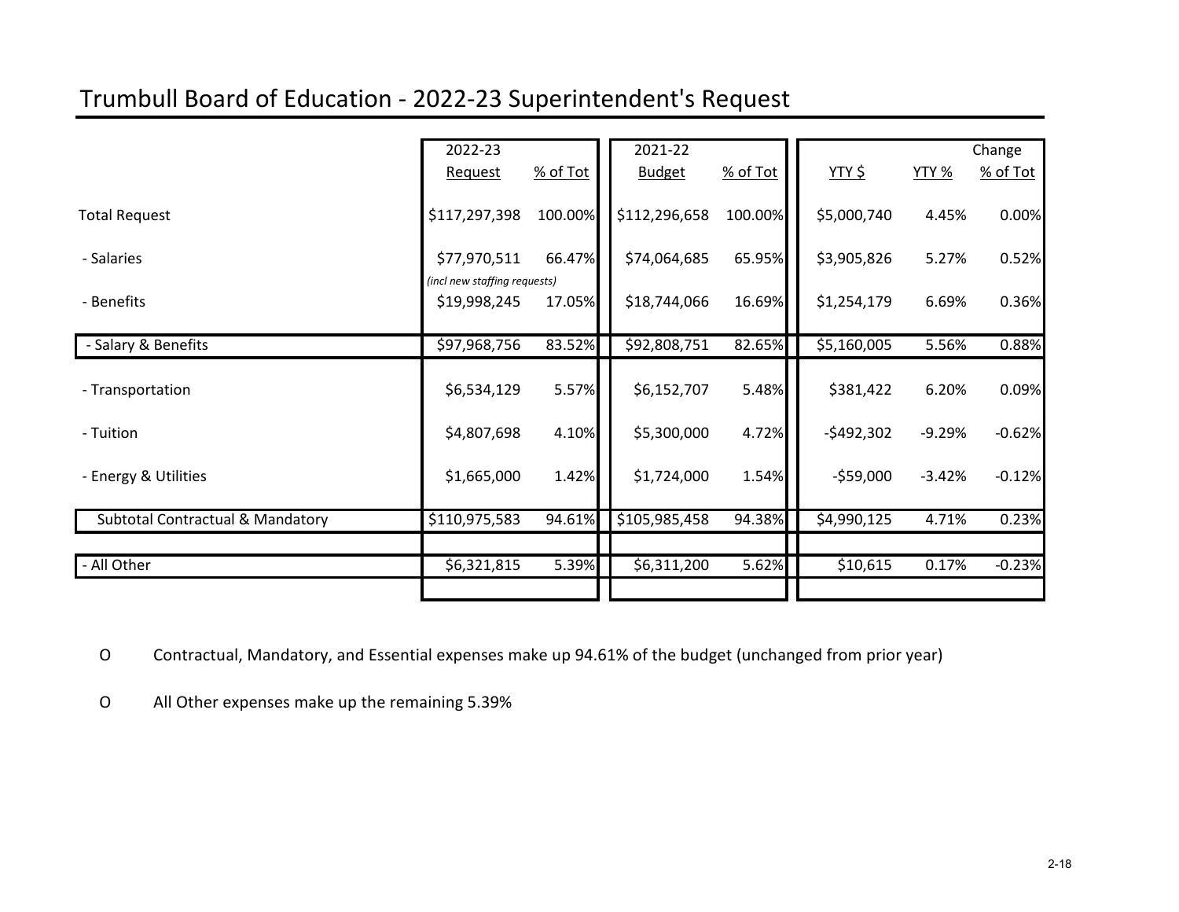# Trumbull Board of Education - 2022-23 Superintendent's Request

| | 2022-23 Request | % of Tot | 2021-22 Budget | % of Tot | YTY $ | YTY % | Change % of Tot |
|---|---|---|---|---|---|---|---|
| Total Request | $117,297,398 | 100.00% | $112,296,658 | 100.00% | $5,000,740 | 4.45% | 0.00% |
| - Salaries | $77,970,511 *(incl new staffing requests)* | 66.47% | $74,064,685 | 65.95% | $3,905,826 | 5.27% | 0.52% |
| - Benefits | $19,998,245 | 17.05% | $18,744,066 | 16.69% | $1,254,179 | 6.69% | 0.36% |
| - Salary & Benefits | $97,968,756 | 83.52% | $92,808,751 | 82.65% | $5,160,005 | 5.56% | 0.88% |
| - Transportation | $6,534,129 | 5.57% | $6,152,707 | 5.48% | $381,422 | 6.20% | 0.09% |
| - Tuition | $4,807,698 | 4.10% | $5,300,000 | 4.72% | -$492,302 | -9.29% | -0.62% |
| - Energy & Utilities | $1,665,000 | 1.42% | $1,724,000 | 1.54% | -$59,000 | -3.42% | -0.12% |
| Subtotal Contractual & Mandatory | $110,975,583 | 94.61% | $105,985,458 | 94.38% | $4,990,125 | 4.71% | 0.23% |
| - All Other | $6,321,815 | 5.39% | $6,311,200 | 5.62% | $10,615 | 0.17% | -0.23% |

- Contractual, Mandatory, and Essential expenses make up 94.61% of the budget (unchanged from prior year)
- All Other expenses make up the remaining 5.39%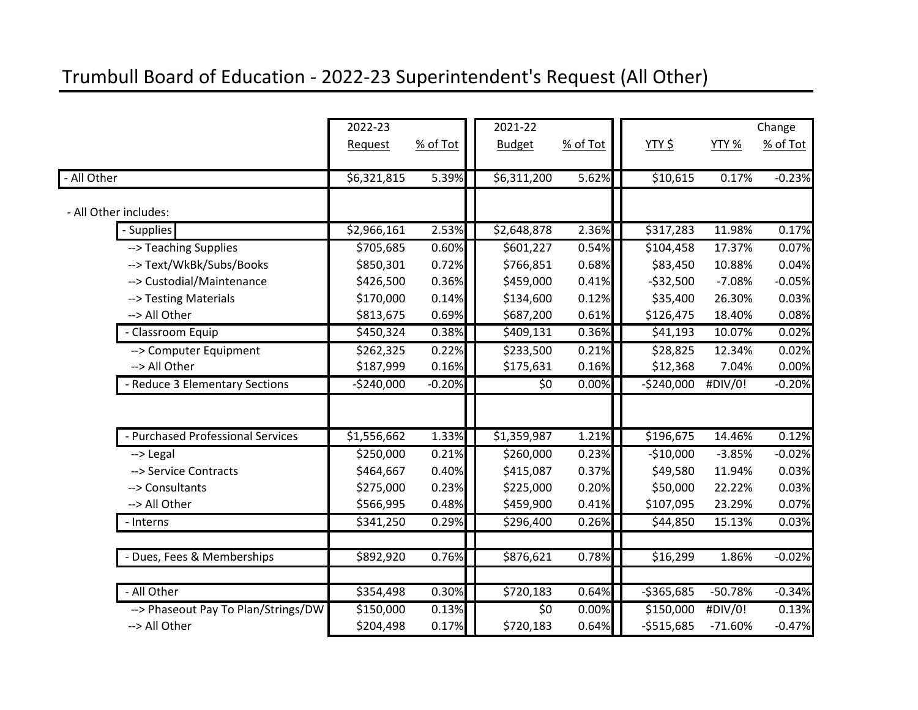# Trumbull Board of Education - 2022-23 Superintendent's Request (All Other)

| | 2022-23 Request | % of Tot | 2021-22 Budget | % of Tot | YTY $ | YTY % | Change % of Tot |
|---|---|---|---|---|---|---|---|
| - All Other | $6,321,815 | 5.39% | $6,311,200 | 5.62% | $10,615 | 0.17% | -0.23% |
| | | | | | | | |
| - All Other includes: | | | | | | | |
| - Supplies | $2,966,161 | 2.53% | $2,648,878 | 2.36% | $317,283 | 11.98% | 0.17% |
| --> Teaching Supplies | $705,685 | 0.60% | $601,227 | 0.54% | $104,458 | 17.37% | 0.07% |
| --> Text/WkBk/Subs/Books | $850,301 | 0.72% | $766,851 | 0.68% | $83,450 | 10.88% | 0.04% |
| --> Custodial/Maintenance | $426,500 | 0.36% | $459,000 | 0.41% | -$32,500 | -7.08% | -0.05% |
| --> Testing Materials | $170,000 | 0.14% | $134,600 | 0.12% | $35,400 | 26.30% | 0.03% |
| --> All Other | $813,675 | 0.69% | $687,200 | 0.61% | $126,475 | 18.40% | 0.08% |
| - Classroom Equip | $450,324 | 0.38% | $409,131 | 0.36% | $41,193 | 10.07% | 0.02% |
| --> Computer Equipment | $262,325 | 0.22% | $233,500 | 0.21% | $28,825 | 12.34% | 0.02% |
| --> All Other | $187,999 | 0.16% | $175,631 | 0.16% | $12,368 | 7.04% | 0.00% |
| - Reduce 3 Elementary Sections | -$240,000 | -0.20% | $0 | 0.00% | -$240,000 | #DIV/0! | -0.20% |
| | | | | | | | |
| - Purchased Professional Services | $1,556,662 | 1.33% | $1,359,987 | 1.21% | $196,675 | 14.46% | 0.12% |
| --> Legal | $250,000 | 0.21% | $260,000 | 0.23% | -$10,000 | -3.85% | -0.02% |
| --> Service Contracts | $464,667 | 0.40% | $415,087 | 0.37% | $49,580 | 11.94% | 0.03% |
| --> Consultants | $275,000 | 0.23% | $225,000 | 0.20% | $50,000 | 22.22% | 0.03% |
| --> All Other | $566,995 | 0.48% | $459,900 | 0.41% | $107,095 | 23.29% | 0.07% |
| - Interns | $341,250 | 0.29% | $296,400 | 0.26% | $44,850 | 15.13% | 0.03% |
| | | | | | | | |
| - Dues, Fees & Memberships | $892,920 | 0.76% | $876,621 | 0.78% | $16,299 | 1.86% | -0.02% |
| | | | | | | | |
| - All Other | $354,498 | 0.30% | $720,183 | 0.64% | -$365,685 | -50.78% | -0.34% |
| --> Phaseout Pay To Plan/Strings/DW | $150,000 | 0.13% | $0 | 0.00% | $150,000 | #DIV/0! | 0.13% |
| --> All Other | $204,498 | 0.17% | $720,183 | 0.64% | -$515,685 | -71.60% | -0.47% |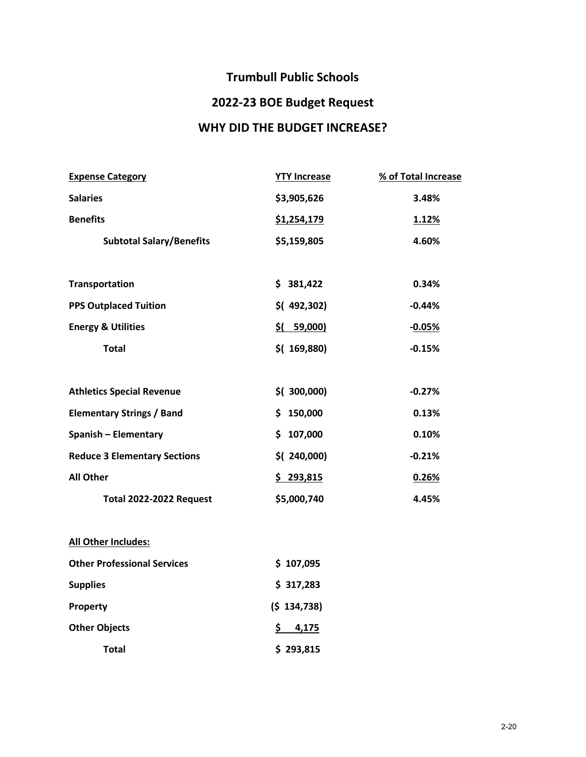# Trumbull Public Schools

## 2022-23 BOE Budget Request

## WHY DID THE BUDGET INCREASE?

| Expense Category | YTY Increase | % of Total Increase |
|---|---|---|
| **Salaries** | **$3,905,626** | **3.48%** |
| **Benefits** | **$1,254,179** | **1.12%** |
| **Subtotal Salary/Benefits** | **$5,159,805** | **4.60%** |
| | | |
| **Transportation** | **$ 381,422** | **0.34%** |
| **PPS Outplaced Tuition** | **$( 492,302)** | **-0.44%** |
| **Energy & Utilities** | **$( 59,000)** | **-0.05%** |
| **Total** | **$( 169,880)** | **-0.15%** |
| | | |
| **Athletics Special Revenue** | **$( 300,000)** | **-0.27%** |
| **Elementary Strings / Band** | **$ 150,000** | **0.13%** |
| **Spanish – Elementary** | **$ 107,000** | **0.10%** |
| **Reduce 3 Elementary Sections** | **$( 240,000)** | **-0.21%** |
| **All Other** | **$ 293,815** | **0.26%** |
| **Total 2022-2022 Request** | **$5,000,740** | **4.45%** |

| All Other Includes: | |
|---|---|
| **Other Professional Services** | **$ 107,095** |
| **Supplies** | **$ 317,283** |
| **Property** | **($ 134,738)** |
| **Other Objects** | **$ 4,175** |
| **Total** | **$ 293,815** |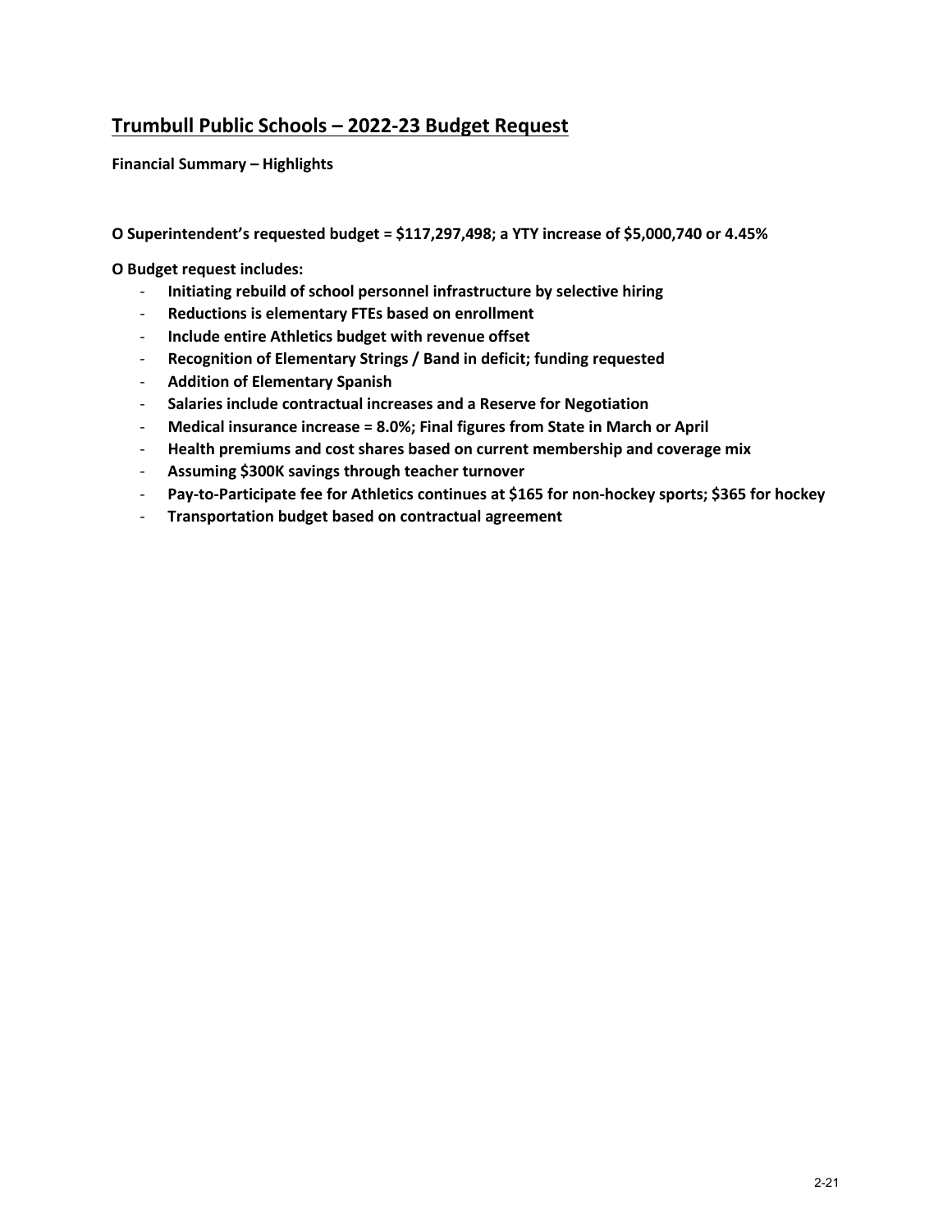# Trumbull Public Schools – 2022-23 Budget Request

**Financial Summary – Highlights**

**O Superintendent's requested budget = $117,297,498; a YTY increase of $5,000,740 or 4.45%**

**O Budget request includes:**

- **Initiating rebuild of school personnel infrastructure by selective hiring**
- **Reductions is elementary FTEs based on enrollment**
- **Include entire Athletics budget with revenue offset**
- **Recognition of Elementary Strings / Band in deficit; funding requested**
- **Addition of Elementary Spanish**
- **Salaries include contractual increases and a Reserve for Negotiation**
- **Medical insurance increase = 8.0%; Final figures from State in March or April**
- **Health premiums and cost shares based on current membership and coverage mix**
- **Assuming $300K savings through teacher turnover**
- **Pay-to-Participate fee for Athletics continues at $165 for non-hockey sports; $365 for hockey**
- **Transportation budget based on contractual agreement**